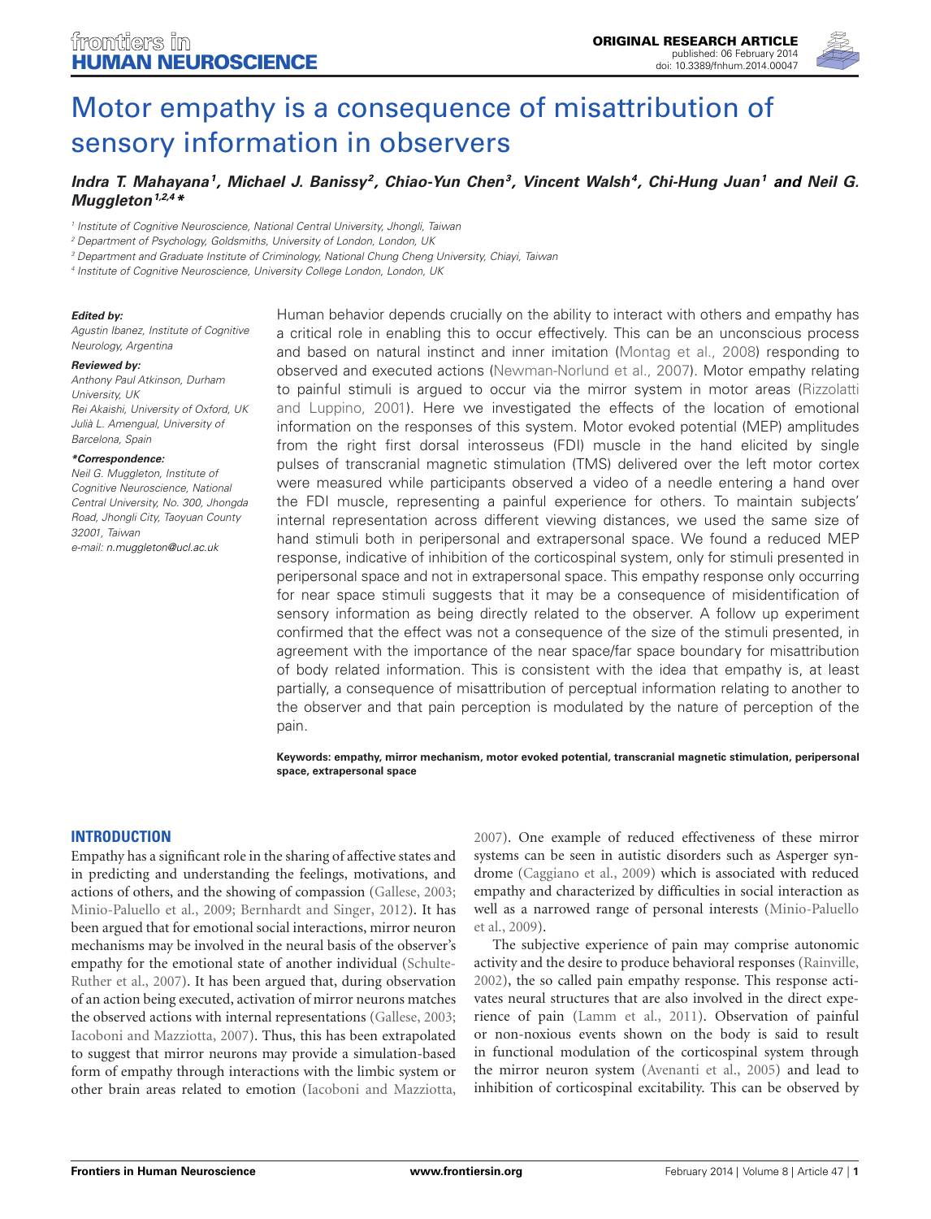ORIGINAL RESEARCH ARTICLE
published: 06 February 2014
doi: 10.3389/fnhum.2014.00047

# Motor empathy is a consequence of misattribution of sensory information in observers

***Indra T. Mahayana[1], Michael J. Banissy[2], Chiao-Yun Chen[3], Vincent Walsh[4], Chi-Hung Juan[1] and Neil G. Muggleton[1,2,4]\****

[1] Institute of Cognitive Neuroscience, National Central University, Jhongli, Taiwan
[2] Department of Psychology, Goldsmiths, University of London, London, UK
[3] Department and Graduate Institute of Criminology, National Chung Cheng University, Chiayi, Taiwan
[4] Institute of Cognitive Neuroscience, University College London, London, UK

***Edited by:***
*Agustin Ibanez, Institute of Cognitive Neurology, Argentina*

***Reviewed by:***
*Anthony Paul Atkinson, Durham University, UK*
*Rei Akaishi, University of Oxford, UK*
*Julià L. Amengual, University of Barcelona, Spain*

***\*Correspondence:***
*Neil G. Muggleton, Institute of Cognitive Neuroscience, National Central University, No. 300, Jhongda Road, Jhongli City, Taoyuan County 32001, Taiwan*
*e-mail: n.muggleton@ucl.ac.uk*

Human behavior depends crucially on the ability to interact with others and empathy has a critical role in enabling this to occur effectively. This can be an unconscious process and based on natural instinct and inner imitation (Montag et al., 2008) responding to observed and executed actions (Newman-Norlund et al., 2007). Motor empathy relating to painful stimuli is argued to occur via the mirror system in motor areas (Rizzolatti and Luppino, 2001). Here we investigated the effects of the location of emotional information on the responses of this system. Motor evoked potential (MEP) amplitudes from the right first dorsal interosseus (FDI) muscle in the hand elicited by single pulses of transcranial magnetic stimulation (TMS) delivered over the left motor cortex were measured while participants observed a video of a needle entering a hand over the FDI muscle, representing a painful experience for others. To maintain subjects' internal representation across different viewing distances, we used the same size of hand stimuli both in peripersonal and extrapersonal space. We found a reduced MEP response, indicative of inhibition of the corticospinal system, only for stimuli presented in peripersonal space and not in extrapersonal space. This empathy response only occurring for near space stimuli suggests that it may be a consequence of misidentification of sensory information as being directly related to the observer. A follow up experiment confirmed that the effect was not a consequence of the size of the stimuli presented, in agreement with the importance of the near space/far space boundary for misattribution of body related information. This is consistent with the idea that empathy is, at least partially, a consequence of misattribution of perceptual information relating to another to the observer and that pain perception is modulated by the nature of perception of the pain.

**Keywords: empathy, mirror mechanism, motor evoked potential, transcranial magnetic stimulation, peripersonal space, extrapersonal space**

## INTRODUCTION

Empathy has a significant role in the sharing of affective states and in predicting and understanding the feelings, motivations, and actions of others, and the showing of compassion (Gallese, 2003; Minio-Paluello et al., 2009; Bernhardt and Singer, 2012). It has been argued that for emotional social interactions, mirror neuron mechanisms may be involved in the neural basis of the observer's empathy for the emotional state of another individual (Schulte-Ruther et al., 2007). It has been argued that, during observation of an action being executed, activation of mirror neurons matches the observed actions with internal representations (Gallese, 2003; Iacoboni and Mazziotta, 2007). Thus, this has been extrapolated to suggest that mirror neurons may provide a simulation-based form of empathy through interactions with the limbic system or other brain areas related to emotion (Iacoboni and Mazziotta, 2007). One example of reduced effectiveness of these mirror systems can be seen in autistic disorders such as Asperger syndrome (Caggiano et al., 2009) which is associated with reduced empathy and characterized by difficulties in social interaction as well as a narrowed range of personal interests (Minio-Paluello et al., 2009).

The subjective experience of pain may comprise autonomic activity and the desire to produce behavioral responses (Rainville, 2002), the so called pain empathy response. This response activates neural structures that are also involved in the direct experience of pain (Lamm et al., 2011). Observation of painful or non-noxious events shown on the body is said to result in functional modulation of the corticospinal system through the mirror neuron system (Avenanti et al., 2005) and lead to inhibition of corticospinal excitability. This can be observed by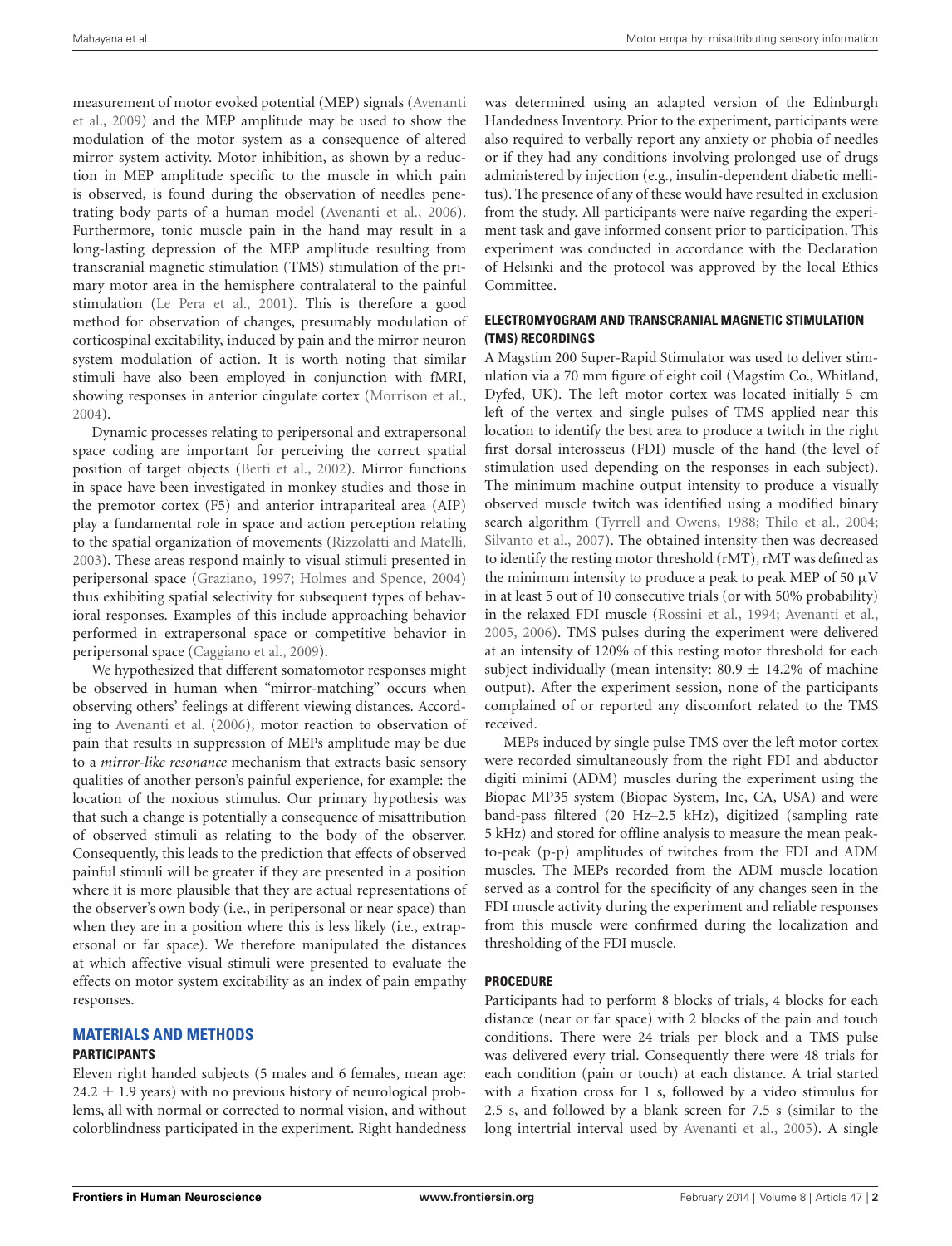measurement of motor evoked potential (MEP) signals (Avenanti et al., 2009) and the MEP amplitude may be used to show the modulation of the motor system as a consequence of altered mirror system activity. Motor inhibition, as shown by a reduction in MEP amplitude specific to the muscle in which pain is observed, is found during the observation of needles penetrating body parts of a human model (Avenanti et al., 2006). Furthermore, tonic muscle pain in the hand may result in a long-lasting depression of the MEP amplitude resulting from transcranial magnetic stimulation (TMS) stimulation of the primary motor area in the hemisphere contralateral to the painful stimulation (Le Pera et al., 2001). This is therefore a good method for observation of changes, presumably modulation of corticospinal excitability, induced by pain and the mirror neuron system modulation of action. It is worth noting that similar stimuli have also been employed in conjunction with fMRI, showing responses in anterior cingulate cortex (Morrison et al., 2004).

Dynamic processes relating to peripersonal and extrapersonal space coding are important for perceiving the correct spatial position of target objects (Berti et al., 2002). Mirror functions in space have been investigated in monkey studies and those in the premotor cortex (F5) and anterior intraparietal area (AIP) play a fundamental role in space and action perception relating to the spatial organization of movements (Rizzolatti and Matelli, 2003). These areas respond mainly to visual stimuli presented in peripersonal space (Graziano, 1997; Holmes and Spence, 2004) thus exhibiting spatial selectivity for subsequent types of behavioral responses. Examples of this include approaching behavior performed in extrapersonal space or competitive behavior in peripersonal space (Caggiano et al., 2009).

We hypothesized that different somatomotor responses might be observed in human when "mirror-matching" occurs when observing others' feelings at different viewing distances. According to Avenanti et al. (2006), motor reaction to observation of pain that results in suppression of MEPs amplitude may be due to a *mirror-like resonance* mechanism that extracts basic sensory qualities of another person's painful experience, for example: the location of the noxious stimulus. Our primary hypothesis was that such a change is potentially a consequence of misattribution of observed stimuli as relating to the body of the observer. Consequently, this leads to the prediction that effects of observed painful stimuli will be greater if they are presented in a position where it is more plausible that they are actual representations of the observer's own body (i.e., in peripersonal or near space) than when they are in a position where this is less likely (i.e., extrapersonal or far space). We therefore manipulated the distances at which affective visual stimuli were presented to evaluate the effects on motor system excitability as an index of pain empathy responses.

## MATERIALS AND METHODS

### PARTICIPANTS

Eleven right handed subjects (5 males and 6 females, mean age: $24.2 \pm 1.9$ years) with no previous history of neurological problems, all with normal or corrected to normal vision, and without colorblindness participated in the experiment. Right handedness was determined using an adapted version of the Edinburgh Handedness Inventory. Prior to the experiment, participants were also required to verbally report any anxiety or phobia of needles or if they had any conditions involving prolonged use of drugs administered by injection (e.g., insulin-dependent diabetic mellitus). The presence of any of these would have resulted in exclusion from the study. All participants were naïve regarding the experiment task and gave informed consent prior to participation. This experiment was conducted in accordance with the Declaration of Helsinki and the protocol was approved by the local Ethics Committee.

### ELECTROMYOGRAM AND TRANSCRANIAL MAGNETIC STIMULATION (TMS) RECORDINGS

A Magstim 200 Super-Rapid Stimulator was used to deliver stimulation via a 70 mm figure of eight coil (Magstim Co., Whitland, Dyfed, UK). The left motor cortex was located initially 5 cm left of the vertex and single pulses of TMS applied near this location to identify the best area to produce a twitch in the right first dorsal interosseus (FDI) muscle of the hand (the level of stimulation used depending on the responses in each subject). The minimum machine output intensity to produce a visually observed muscle twitch was identified using a modified binary search algorithm (Tyrrell and Owens, 1988; Thilo et al., 2004; Silvanto et al., 2007). The obtained intensity then was decreased to identify the resting motor threshold (rMT), rMT was defined as the minimum intensity to produce a peak to peak MEP of 50 $\mu$V in at least 5 out of 10 consecutive trials (or with 50% probability) in the relaxed FDI muscle (Rossini et al., 1994; Avenanti et al., 2005, 2006). TMS pulses during the experiment were delivered at an intensity of 120% of this resting motor threshold for each subject individually (mean intensity: $80.9 \pm 14.2$% of machine output). After the experiment session, none of the participants complained of or reported any discomfort related to the TMS received.

MEPs induced by single pulse TMS over the left motor cortex were recorded simultaneously from the right FDI and abductor digiti minimi (ADM) muscles during the experiment using the Biopac MP35 system (Biopac System, Inc, CA, USA) and were band-pass filtered (20 Hz–2.5 kHz), digitized (sampling rate 5 kHz) and stored for offline analysis to measure the mean peak-to-peak (p-p) amplitudes of twitches from the FDI and ADM muscles. The MEPs recorded from the ADM muscle location served as a control for the specificity of any changes seen in the FDI muscle activity during the experiment and reliable responses from this muscle were confirmed during the localization and thresholding of the FDI muscle.

### PROCEDURE

Participants had to perform 8 blocks of trials, 4 blocks for each distance (near or far space) with 2 blocks of the pain and touch conditions. There were 24 trials per block and a TMS pulse was delivered every trial. Consequently there were 48 trials for each condition (pain or touch) at each distance. A trial started with a fixation cross for 1 s, followed by a video stimulus for 2.5 s, and followed by a blank screen for 7.5 s (similar to the long intertrial interval used by Avenanti et al., 2005). A single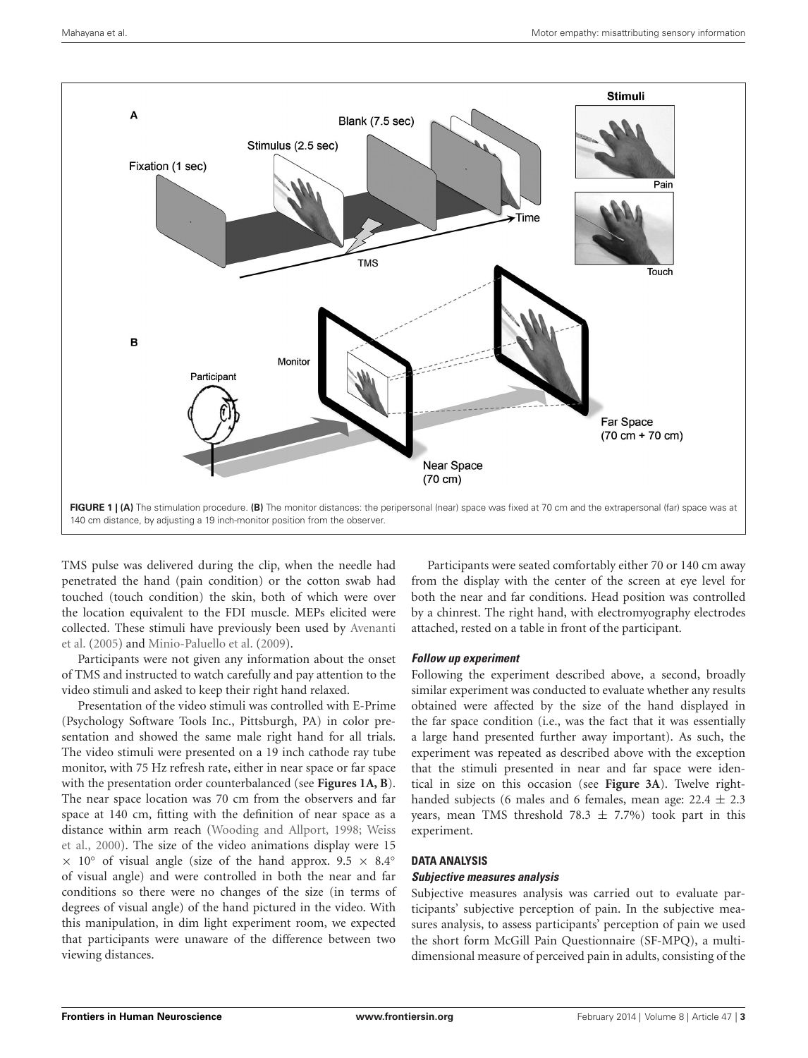**FIGURE 1 | (A)** The stimulation procedure. **(B)** The monitor distances: the peripersonal (near) space was fixed at 70 cm and the extrapersonal (far) space was at 140 cm distance, by adjusting a 19 inch-monitor position from the observer.

TMS pulse was delivered during the clip, when the needle had penetrated the hand (pain condition) or the cotton swab had touched (touch condition) the skin, both of which were over the location equivalent to the FDI muscle. MEPs elicited were collected. These stimuli have previously been used by Avenanti et al. (2005) and Minio-Paluello et al. (2009).

Participants were not given any information about the onset of TMS and instructed to watch carefully and pay attention to the video stimuli and asked to keep their right hand relaxed.

Presentation of the video stimuli was controlled with E-Prime (Psychology Software Tools Inc., Pittsburgh, PA) in color presentation and showed the same male right hand for all trials. The video stimuli were presented on a 19 inch cathode ray tube monitor, with 75 Hz refresh rate, either in near space or far space with the presentation order counterbalanced (see **Figures 1A, B**). The near space location was 70 cm from the observers and far space at 140 cm, fitting with the definition of near space as a distance within arm reach (Wooding and Allport, 1998; Weiss et al., 2000). The size of the video animations display were 15 $\times$ 10° of visual angle (size of the hand approx. 9.5 $\times$ 8.4° of visual angle) and were controlled in both the near and far conditions so there were no changes of the size (in terms of degrees of visual angle) of the hand pictured in the video. With this manipulation, in dim light experiment room, we expected that participants were unaware of the difference between two viewing distances.

Participants were seated comfortably either 70 or 140 cm away from the display with the center of the screen at eye level for both the near and far conditions. Head position was controlled by a chinrest. The right hand, with electromyography electrodes attached, rested on a table in front of the participant.

#### *Follow up experiment*

Following the experiment described above, a second, broadly similar experiment was conducted to evaluate whether any results obtained were affected by the size of the hand displayed in the far space condition (i.e., was the fact that it was essentially a large hand presented further away important). As such, the experiment was repeated as described above with the exception that the stimuli presented in near and far space were identical in size on this occasion (see **Figure 3A**). Twelve right-handed subjects (6 males and 6 females, mean age: 22.4 $\pm$ 2.3 years, mean TMS threshold 78.3 $\pm$ 7.7%) took part in this experiment.

### DATA ANALYSIS

#### *Subjective measures analysis*

Subjective measures analysis was carried out to evaluate participants' subjective perception of pain. In the subjective measures analysis, to assess participants' perception of pain we used the short form McGill Pain Questionnaire (SF-MPQ), a multidimensional measure of perceived pain in adults, consisting of the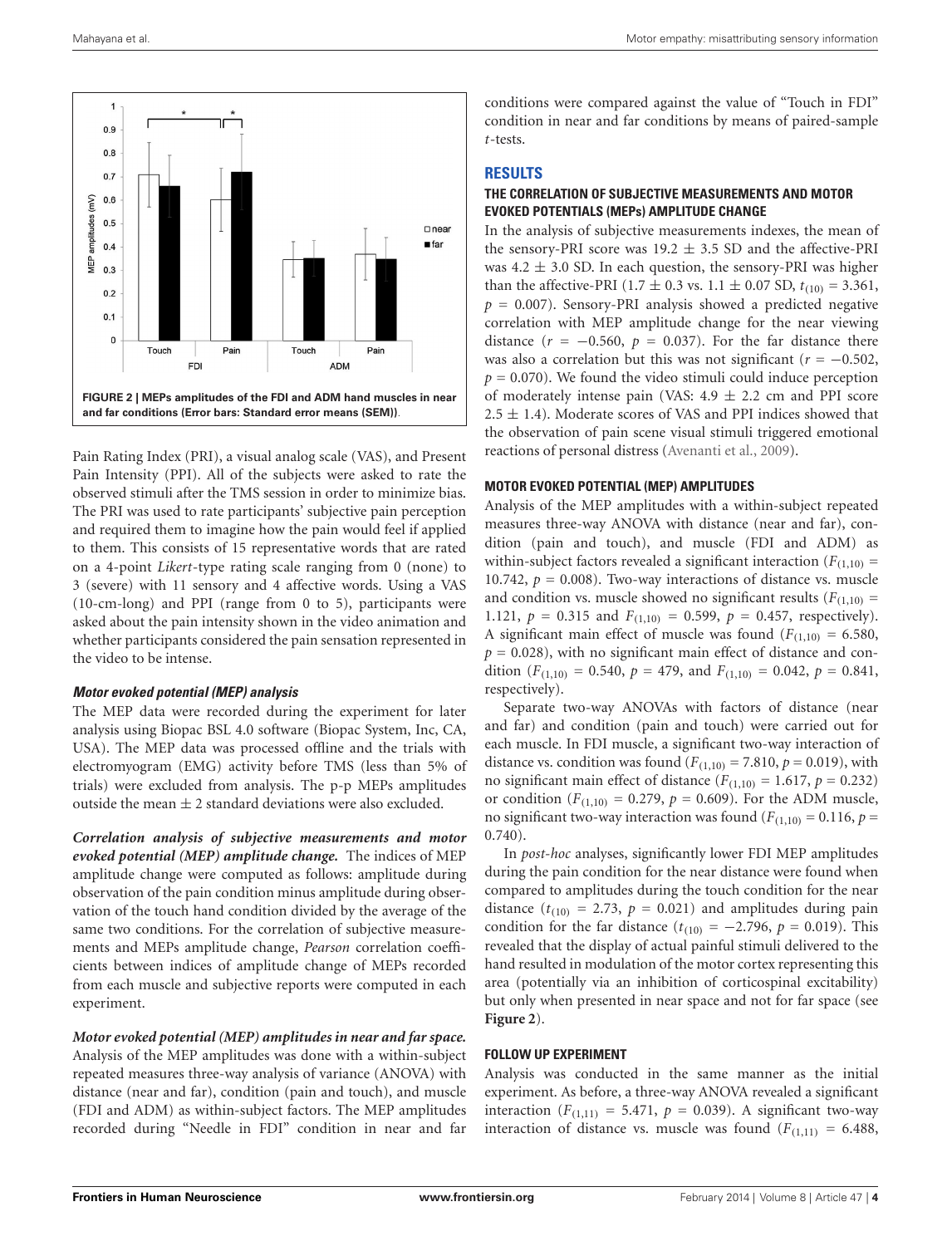FIGURE 2 | MEPs amplitudes of the FDI and ADM hand muscles in near and far conditions (Error bars: Standard error means (SEM)).

Pain Rating Index (PRI), a visual analog scale (VAS), and Present Pain Intensity (PPI). All of the subjects were asked to rate the observed stimuli after the TMS session in order to minimize bias. The PRI was used to rate participants' subjective pain perception and required them to imagine how the pain would feel if applied to them. This consists of 15 representative words that are rated on a 4-point *Likert*-type rating scale ranging from 0 (none) to 3 (severe) with 11 sensory and 4 affective words. Using a VAS (10-cm-long) and PPI (range from 0 to 5), participants were asked about the pain intensity shown in the video animation and whether participants considered the pain sensation represented in the video to be intense.

#### Motor evoked potential (MEP) analysis

The MEP data were recorded during the experiment for later analysis using Biopac BSL 4.0 software (Biopac System, Inc, CA, USA). The MEP data was processed offline and the trials with electromyogram (EMG) activity before TMS (less than 5% of trials) were excluded from analysis. The p-p MEPs amplitudes outside the mean ± 2 standard deviations were also excluded.

***Correlation analysis of subjective measurements and motor evoked potential (MEP) amplitude change.*** The indices of MEP amplitude change were computed as follows: amplitude during observation of the pain condition minus amplitude during observation of the touch hand condition divided by the average of the same two conditions. For the correlation of subjective measurements and MEPs amplitude change, *Pearson* correlation coefficients between indices of amplitude change of MEPs recorded from each muscle and subjective reports were computed in each experiment.

***Motor evoked potential (MEP) amplitudes in near and far space.*** Analysis of the MEP amplitudes was done with a within-subject repeated measures three-way analysis of variance (ANOVA) with distance (near and far), condition (pain and touch), and muscle (FDI and ADM) as within-subject factors. The MEP amplitudes recorded during "Needle in FDI" condition in near and far conditions were compared against the value of "Touch in FDI" condition in near and far conditions by means of paired-sample *t*-tests.

## RESULTS

### THE CORRELATION OF SUBJECTIVE MEASUREMENTS AND MOTOR EVOKED POTENTIALS (MEPs) AMPLITUDE CHANGE

In the analysis of subjective measurements indexes, the mean of the sensory-PRI score was 19.2 ± 3.5 SD and the affective-PRI was 4.2 ± 3.0 SD. In each question, the sensory-PRI was higher than the affective-PRI (1.7 ± 0.3 vs. 1.1 ± 0.07 SD, $t_{(10)} = 3.361$, $p = 0.007$). Sensory-PRI analysis showed a predicted negative correlation with MEP amplitude change for the near viewing distance ($r = -0.560$, $p = 0.037$). For the far distance there was also a correlation but this was not significant ($r = -0.502$, $p = 0.070$). We found the video stimuli could induce perception of moderately intense pain (VAS: 4.9 ± 2.2 cm and PPI score 2.5 ± 1.4). Moderate scores of VAS and PPI indices showed that the observation of pain scene visual stimuli triggered emotional reactions of personal distress (Avenanti et al., 2009).

### MOTOR EVOKED POTENTIAL (MEP) AMPLITUDES

Analysis of the MEP amplitudes with a within-subject repeated measures three-way ANOVA with distance (near and far), condition (pain and touch), and muscle (FDI and ADM) as within-subject factors revealed a significant interaction ($F_{(1,10)} = 10.742$, $p = 0.008$). Two-way interactions of distance vs. muscle and condition vs. muscle showed no significant results ($F_{(1,10)} = 1.121$, $p = 0.315$ and $F_{(1,10)} = 0.599$, $p = 0.457$, respectively). A significant main effect of muscle was found ($F_{(1,10)} = 6.580$, $p = 0.028$), with no significant main effect of distance and condition ($F_{(1,10)} = 0.540$, $p = 479$, and $F_{(1,10)} = 0.042$, $p = 0.841$, respectively).

Separate two-way ANOVAs with factors of distance (near and far) and condition (pain and touch) were carried out for each muscle. In FDI muscle, a significant two-way interaction of distance vs. condition was found ($F_{(1,10)} = 7.810$, $p = 0.019$), with no significant main effect of distance ($F_{(1,10)} = 1.617$, $p = 0.232$) or condition ($F_{(1,10)} = 0.279$, $p = 0.609$). For the ADM muscle, no significant two-way interaction was found ($F_{(1,10)} = 0.116$, $p = 0.740$).

In *post-hoc* analyses, significantly lower FDI MEP amplitudes during the pain condition for the near distance were found when compared to amplitudes during the touch condition for the near distance ($t_{(10)} = 2.73$, $p = 0.021$) and amplitudes during pain condition for the far distance ($t_{(10)} = -2.796$, $p = 0.019$). This revealed that the display of actual painful stimuli delivered to the hand resulted in modulation of the motor cortex representing this area (potentially via an inhibition of corticospinal excitability) but only when presented in near space and not for far space (see **Figure 2**).

### FOLLOW UP EXPERIMENT

Analysis was conducted in the same manner as the initial experiment. As before, a three-way ANOVA revealed a significant interaction ($F_{(1,11)} = 5.471$, $p = 0.039$). A significant two-way interaction of distance vs. muscle was found ($F_{(1,11)} = 6.488$,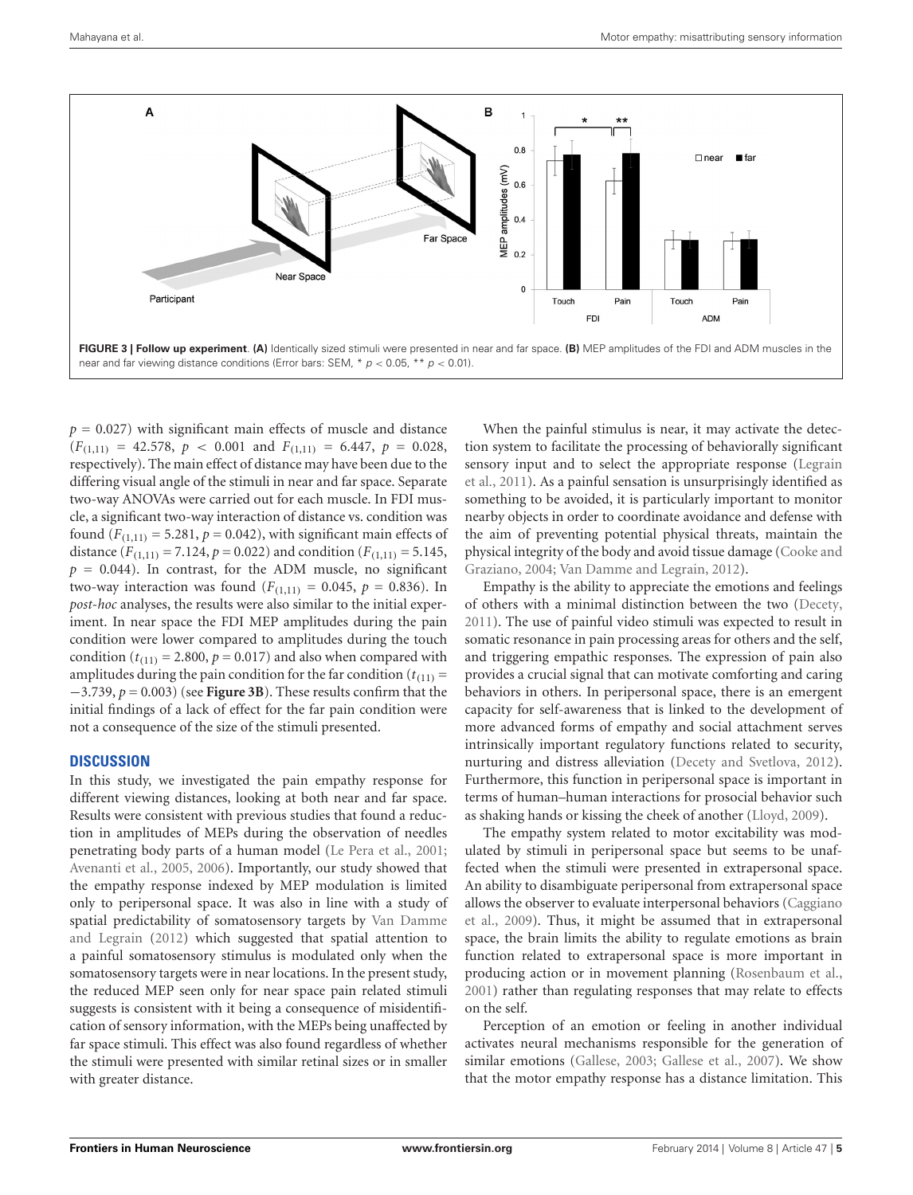**FIGURE 3 | Follow up experiment**. **(A)** Identically sized stimuli were presented in near and far space. **(B)** MEP amplitudes of the FDI and ADM muscles in the near and far viewing distance conditions (Error bars: SEM, * $p < 0.05$, ** $p < 0.01$).

$p = 0.027$) with significant main effects of muscle and distance ($F_{(1,11)} = 42.578$, $p < 0.001$ and $F_{(1,11)} = 6.447$, $p = 0.028$, respectively). The main effect of distance may have been due to the differing visual angle of the stimuli in near and far space. Separate two-way ANOVAs were carried out for each muscle. In FDI muscle, a significant two-way interaction of distance vs. condition was found ($F_{(1,11)} = 5.281$, $p = 0.042$), with significant main effects of distance ($F_{(1,11)} = 7.124$, $p = 0.022$) and condition ($F_{(1,11)} = 5.145$, $p = 0.044$). In contrast, for the ADM muscle, no significant two-way interaction was found ($F_{(1,11)} = 0.045$, $p = 0.836$). In *post-hoc* analyses, the results were also similar to the initial experiment. In near space the FDI MEP amplitudes during the pain condition were lower compared to amplitudes during the touch condition ($t_{(11)} = 2.800$, $p = 0.017$) and also when compared with amplitudes during the pain condition for the far condition ($t_{(11)} = -3.739$, $p = 0.003$) (see **Figure 3B**). These results confirm that the initial findings of a lack of effect for the far pain condition were not a consequence of the size of the stimuli presented.

## DISCUSSION

In this study, we investigated the pain empathy response for different viewing distances, looking at both near and far space. Results were consistent with previous studies that found a reduction in amplitudes of MEPs during the observation of needles penetrating body parts of a human model (Le Pera et al., 2001; Avenanti et al., 2005, 2006). Importantly, our study showed that the empathy response indexed by MEP modulation is limited only to peripersonal space. It was also in line with a study of spatial predictability of somatosensory targets by Van Damme and Legrain (2012) which suggested that spatial attention to a painful somatosensory stimulus is modulated only when the somatosensory targets were in near locations. In the present study, the reduced MEP seen only for near space pain related stimuli suggests is consistent with it being a consequence of misidentification of sensory information, with the MEPs being unaffected by far space stimuli. This effect was also found regardless of whether the stimuli were presented with similar retinal sizes or in smaller with greater distance.

When the painful stimulus is near, it may activate the detection system to facilitate the processing of behaviorally significant sensory input and to select the appropriate response (Legrain et al., 2011). As a painful sensation is unsurprisingly identified as something to be avoided, it is particularly important to monitor nearby objects in order to coordinate avoidance and defense with the aim of preventing potential physical threats, maintain the physical integrity of the body and avoid tissue damage (Cooke and Graziano, 2004; Van Damme and Legrain, 2012).

Empathy is the ability to appreciate the emotions and feelings of others with a minimal distinction between the two (Decety, 2011). The use of painful video stimuli was expected to result in somatic resonance in pain processing areas for others and the self, and triggering empathic responses. The expression of pain also provides a crucial signal that can motivate comforting and caring behaviors in others. In peripersonal space, there is an emergent capacity for self-awareness that is linked to the development of more advanced forms of empathy and social attachment serves intrinsically important regulatory functions related to security, nurturing and distress alleviation (Decety and Svetlova, 2012). Furthermore, this function in peripersonal space is important in terms of human–human interactions for prosocial behavior such as shaking hands or kissing the cheek of another (Lloyd, 2009).

The empathy system related to motor excitability was modulated by stimuli in peripersonal space but seems to be unaffected when the stimuli were presented in extrapersonal space. An ability to disambiguate peripersonal from extrapersonal space allows the observer to evaluate interpersonal behaviors (Caggiano et al., 2009). Thus, it might be assumed that in extrapersonal space, the brain limits the ability to regulate emotions as brain function related to extrapersonal space is more important in producing action or in movement planning (Rosenbaum et al., 2001) rather than regulating responses that may relate to effects on the self.

Perception of an emotion or feeling in another individual activates neural mechanisms responsible for the generation of similar emotions (Gallese, 2003; Gallese et al., 2007). We show that the motor empathy response has a distance limitation. This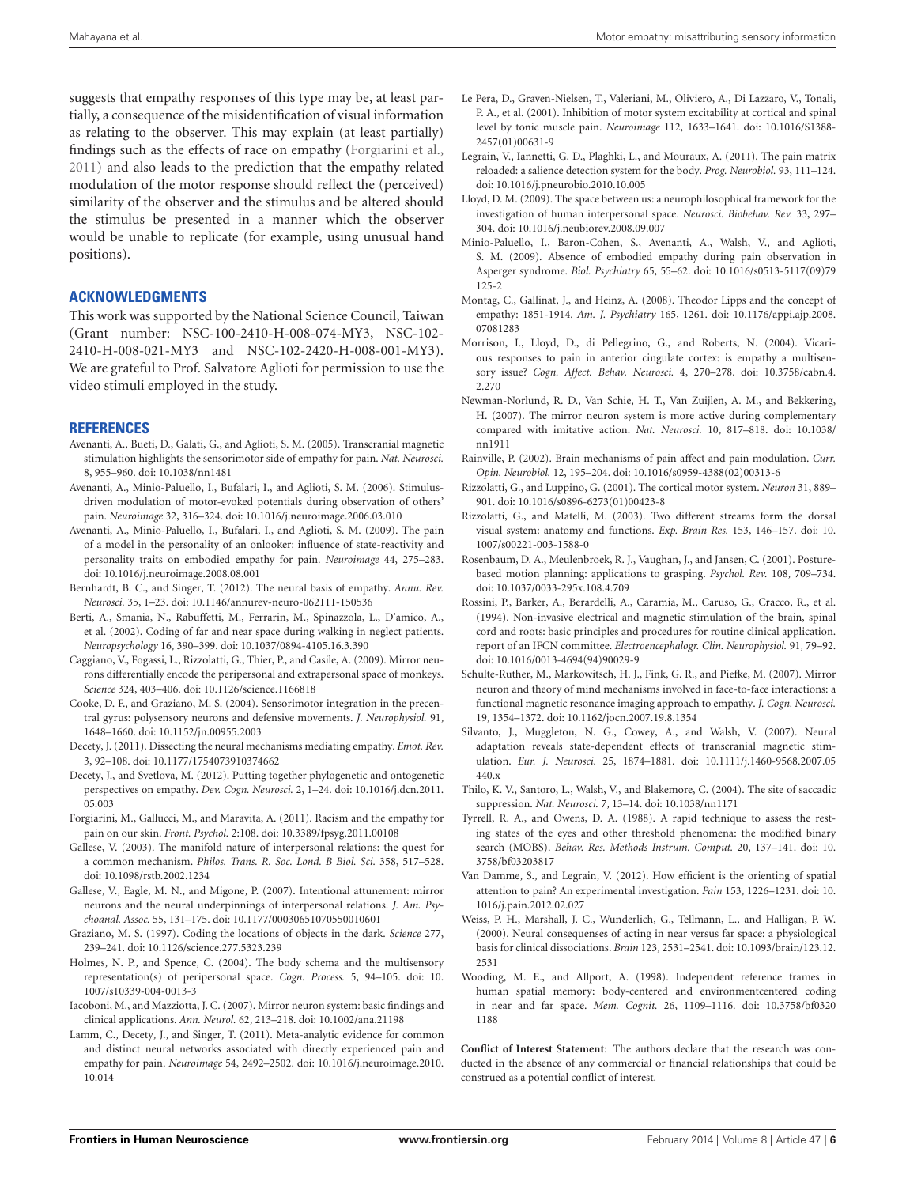suggests that empathy responses of this type may be, at least partially, a consequence of the misidentification of visual information as relating to the observer. This may explain (at least partially) findings such as the effects of race on empathy (Forgiarini et al., 2011) and also leads to the prediction that the empathy related modulation of the motor response should reflect the (perceived) similarity of the observer and the stimulus and be altered should the stimulus be presented in a manner which the observer would be unable to replicate (for example, using unusual hand positions).

## ACKNOWLEDGMENTS

This work was supported by the National Science Council, Taiwan (Grant number: NSC-100-2410-H-008-074-MY3, NSC-102-2410-H-008-021-MY3 and NSC-102-2420-H-008-001-MY3). We are grateful to Prof. Salvatore Aglioti for permission to use the video stimuli employed in the study.

## REFERENCES

Avenanti, A., Bueti, D., Galati, G., and Aglioti, S. M. (2005). Transcranial magnetic stimulation highlights the sensorimotor side of empathy for pain. *Nat. Neurosci.* 8, 955–960. doi: 10.1038/nn1481

Avenanti, A., Minio-Paluello, I., Bufalari, I., and Aglioti, S. M. (2006). Stimulus-driven modulation of motor-evoked potentials during observation of others' pain. *Neuroimage* 32, 316–324. doi: 10.1016/j.neuroimage.2006.03.010

Avenanti, A., Minio-Paluello, I., Bufalari, I., and Aglioti, S. M. (2009). The pain of a model in the personality of an onlooker: influence of state-reactivity and personality traits on embodied empathy for pain. *Neuroimage* 44, 275–283. doi: 10.1016/j.neuroimage.2008.08.001

Bernhardt, B. C., and Singer, T. (2012). The neural basis of empathy. *Annu. Rev. Neurosci.* 35, 1–23. doi: 10.1146/annurev-neuro-062111-150536

Berti, A., Smania, N., Rabuffetti, M., Ferrarin, M., Spinazzola, L., D'amico, A., et al. (2002). Coding of far and near space during walking in neglect patients. *Neuropsychology* 16, 390–399. doi: 10.1037/0894-4105.16.3.390

Caggiano, V., Fogassi, L., Rizzolatti, G., Thier, P., and Casile, A. (2009). Mirror neurons differentially encode the peripersonal and extrapersonal space of monkeys. *Science* 324, 403–406. doi: 10.1126/science.1166818

Cooke, D. F., and Graziano, M. S. (2004). Sensorimotor integration in the precentral gyrus: polysensory neurons and defensive movements. *J. Neurophysiol.* 91, 1648–1660. doi: 10.1152/jn.00955.2003

Decety, J. (2011). Dissecting the neural mechanisms mediating empathy. *Emot. Rev.* 3, 92–108. doi: 10.1177/1754073910374662

Decety, J., and Svetlova, M. (2012). Putting together phylogenetic and ontogenetic perspectives on empathy. *Dev. Cogn. Neurosci.* 2, 1–24. doi: 10.1016/j.dcn.2011.05.003

Forgiarini, M., Gallucci, M., and Maravita, A. (2011). Racism and the empathy for pain on our skin. *Front. Psychol.* 2:108. doi: 10.3389/fpsyg.2011.00108

Gallese, V. (2003). The manifold nature of interpersonal relations: the quest for a common mechanism. *Philos. Trans. R. Soc. Lond. B Biol. Sci.* 358, 517–528. doi: 10.1098/rstb.2002.1234

Gallese, V., Eagle, M. N., and Migone, P. (2007). Intentional attunement: mirror neurons and the neural underpinnings of interpersonal relations. *J. Am. Psychoanal. Assoc.* 55, 131–175. doi: 10.1177/00030651070550010601

Graziano, M. S. (1997). Coding the locations of objects in the dark. *Science* 277, 239–241. doi: 10.1126/science.277.5323.239

Holmes, N. P., and Spence, C. (2004). The body schema and the multisensory representation(s) of peripersonal space. *Cogn. Process.* 5, 94–105. doi: 10.1007/s10339-004-0013-3

Iacoboni, M., and Mazziotta, J. C. (2007). Mirror neuron system: basic findings and clinical applications. *Ann. Neurol.* 62, 213–218. doi: 10.1002/ana.21198

Lamm, C., Decety, J., and Singer, T. (2011). Meta-analytic evidence for common and distinct neural networks associated with directly experienced pain and empathy for pain. *Neuroimage* 54, 2492–2502. doi: 10.1016/j.neuroimage.2010.10.014

Le Pera, D., Graven-Nielsen, T., Valeriani, M., Oliviero, A., Di Lazzaro, V., Tonali, P. A., et al. (2001). Inhibition of motor system excitability at cortical and spinal level by tonic muscle pain. *Neuroimage* 112, 1633–1641. doi: 10.1016/S1388-2457(01)00631-9

Legrain, V., Iannetti, G. D., Plaghki, L., and Mouraux, A. (2011). The pain matrix reloaded: a salience detection system for the body. *Prog. Neurobiol.* 93, 111–124. doi: 10.1016/j.pneurobio.2010.10.005

Lloyd, D. M. (2009). The space between us: a neurophilosophical framework for the investigation of human interpersonal space. *Neurosci. Biobehav. Rev.* 33, 297–304. doi: 10.1016/j.neubiorev.2008.09.007

Minio-Paluello, I., Baron-Cohen, S., Avenanti, A., Walsh, V., and Aglioti, S. M. (2009). Absence of embodied empathy during pain observation in Asperger syndrome. *Biol. Psychiatry* 65, 55–62. doi: 10.1016/s0513-5117(09)79125-2

Montag, C., Gallinat, J., and Heinz, A. (2008). Theodor Lipps and the concept of empathy: 1851-1914. *Am. J. Psychiatry* 165, 1261. doi: 10.1176/appi.ajp.2008.07081283

Morrison, I., Lloyd, D., di Pellegrino, G., and Roberts, N. (2004). Vicarious responses to pain in anterior cingulate cortex: is empathy a multisensory issue? *Cogn. Affect. Behav. Neurosci.* 4, 270–278. doi: 10.3758/cabn.4.2.270

Newman-Norlund, R. D., Van Schie, H. T., Van Zuijlen, A. M., and Bekkering, H. (2007). The mirror neuron system is more active during complementary compared with imitative action. *Nat. Neurosci.* 10, 817–818. doi: 10.1038/nn1911

Rainville, P. (2002). Brain mechanisms of pain affect and pain modulation. *Curr. Opin. Neurobiol.* 12, 195–204. doi: 10.1016/s0959-4388(02)00313-6

Rizzolatti, G., and Luppino, G. (2001). The cortical motor system. *Neuron* 31, 889–901. doi: 10.1016/s0896-6273(01)00423-8

Rizzolatti, G., and Matelli, M. (2003). Two different streams form the dorsal visual system: anatomy and functions. *Exp. Brain Res.* 153, 146–157. doi: 10.1007/s00221-003-1588-0

Rosenbaum, D. A., Meulenbroek, R. J., Vaughan, J., and Jansen, C. (2001). Posture-based motion planning: applications to grasping. *Psychol. Rev.* 108, 709–734. doi: 10.1037/0033-295x.108.4.709

Rossini, P., Barker, A., Berardelli, A., Caramia, M., Caruso, G., Cracco, R., et al. (1994). Non-invasive electrical and magnetic stimulation of the brain, spinal cord and roots: basic principles and procedures for routine clinical application. report of an IFCN committee. *Electroencephalogr. Clin. Neurophysiol.* 91, 79–92. doi: 10.1016/0013-4694(94)90029-9

Schulte-Ruther, M., Markowitsch, H. J., Fink, G. R., and Piefke, M. (2007). Mirror neuron and theory of mind mechanisms involved in face-to-face interactions: a functional magnetic resonance imaging approach to empathy. *J. Cogn. Neurosci.* 19, 1354–1372. doi: 10.1162/jocn.2007.19.8.1354

Silvanto, J., Muggleton, N. G., Cowey, A., and Walsh, V. (2007). Neural adaptation reveals state-dependent effects of transcranial magnetic stimulation. *Eur. J. Neurosci.* 25, 1874–1881. doi: 10.1111/j.1460-9568.2007.05440.x

Thilo, K. V., Santoro, L., Walsh, V., and Blakemore, C. (2004). The site of saccadic suppression. *Nat. Neurosci.* 7, 13–14. doi: 10.1038/nn1171

Tyrrell, R. A., and Owens, D. A. (1988). A rapid technique to assess the resting states of the eyes and other threshold phenomena: the modified binary search (MOBS). *Behav. Res. Methods Instrum. Comput.* 20, 137–141. doi: 10.3758/bf03203817

Van Damme, S., and Legrain, V. (2012). How efficient is the orienting of spatial attention to pain? An experimental investigation. *Pain* 153, 1226–1231. doi: 10.1016/j.pain.2012.02.027

Weiss, P. H., Marshall, J. C., Wunderlich, G., Tellmann, L., and Halligan, P. W. (2000). Neural consequenses of acting in near versus far space: a physiological basis for clinical dissociations. *Brain* 123, 2531–2541. doi: 10.1093/brain/123.12.2531

Wooding, M. E., and Allport, A. (1998). Independent reference frames in human spatial memory: body-centered and environmentcentered coding in near and far space. *Mem. Cognit.* 26, 1109–1116. doi: 10.3758/bf03201188

**Conflict of Interest Statement**: The authors declare that the research was conducted in the absence of any commercial or financial relationships that could be construed as a potential conflict of interest.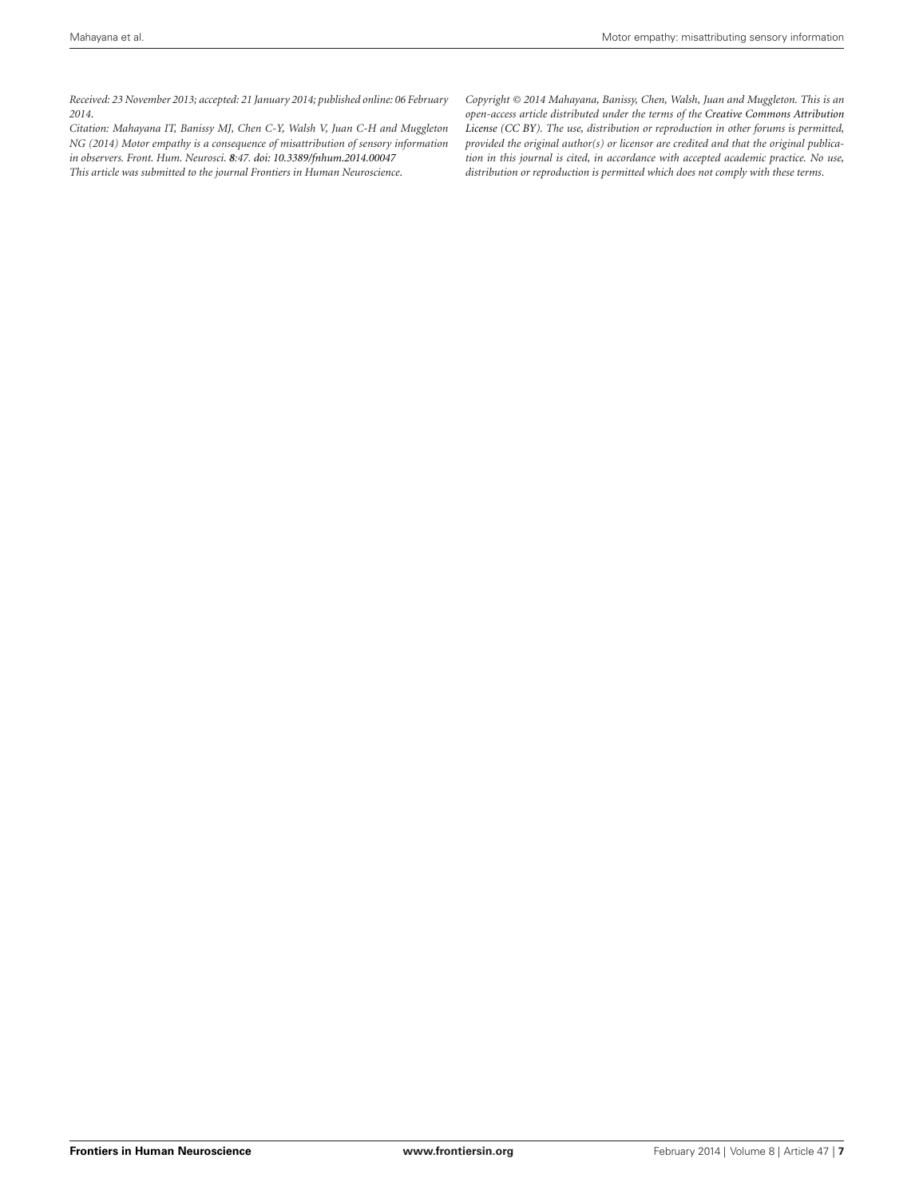*Received: 23 November 2013; accepted: 21 January 2014; published online: 06 February 2014.*

*Citation: Mahayana IT, Banissy MJ, Chen C-Y, Walsh V, Juan C-H and Muggleton NG (2014) Motor empathy is a consequence of misattribution of sensory information in observers. Front. Hum. Neurosci.* ***8****:47. doi: 10.3389/fnhum.2014.00047*

*This article was submitted to the journal Frontiers in Human Neuroscience.*

*Copyright © 2014 Mahayana, Banissy, Chen, Walsh, Juan and Muggleton. This is an open-access article distributed under the terms of the Creative Commons Attribution License (CC BY). The use, distribution or reproduction in other forums is permitted, provided the original author(s) or licensor are credited and that the original publication in this journal is cited, in accordance with accepted academic practice. No use, distribution or reproduction is permitted which does not comply with these terms.*